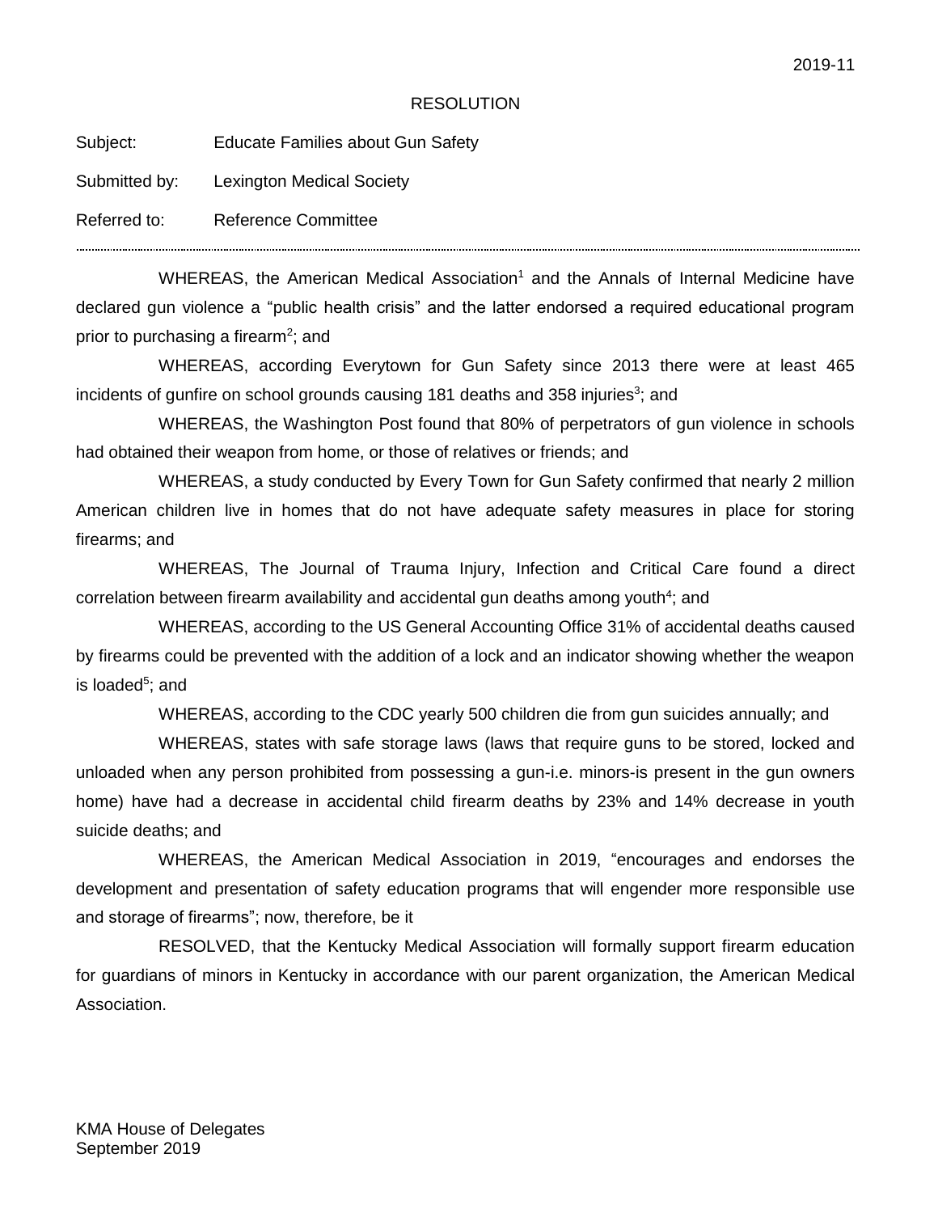2019-11

# RESOLUTION

Subject: Educate Families about Gun Safety

Submitted by: Lexington Medical Society

Referred to: Reference Committee

---

WHEREAS, the American Medical Association[1] and the Annals of Internal Medicine have declared gun violence a "public health crisis" and the latter endorsed a required educational program prior to purchasing a firearm[2]; and

WHEREAS, according Everytown for Gun Safety since 2013 there were at least 465 incidents of gunfire on school grounds causing 181 deaths and 358 injuries[3]; and

WHEREAS, the Washington Post found that 80% of perpetrators of gun violence in schools had obtained their weapon from home, or those of relatives or friends; and

WHEREAS, a study conducted by Every Town for Gun Safety confirmed that nearly 2 million American children live in homes that do not have adequate safety measures in place for storing firearms; and

WHEREAS, The Journal of Trauma Injury, Infection and Critical Care found a direct correlation between firearm availability and accidental gun deaths among youth[4]; and

WHEREAS, according to the US General Accounting Office 31% of accidental deaths caused by firearms could be prevented with the addition of a lock and an indicator showing whether the weapon is loaded[5]; and

WHEREAS, according to the CDC yearly 500 children die from gun suicides annually; and

WHEREAS, states with safe storage laws (laws that require guns to be stored, locked and unloaded when any person prohibited from possessing a gun-i.e. minors-is present in the gun owners home) have had a decrease in accidental child firearm deaths by 23% and 14% decrease in youth suicide deaths; and

WHEREAS, the American Medical Association in 2019, "encourages and endorses the development and presentation of safety education programs that will engender more responsible use and storage of firearms"; now, therefore, be it

RESOLVED, that the Kentucky Medical Association will formally support firearm education for guardians of minors in Kentucky in accordance with our parent organization, the American Medical Association.

KMA House of Delegates
September 2019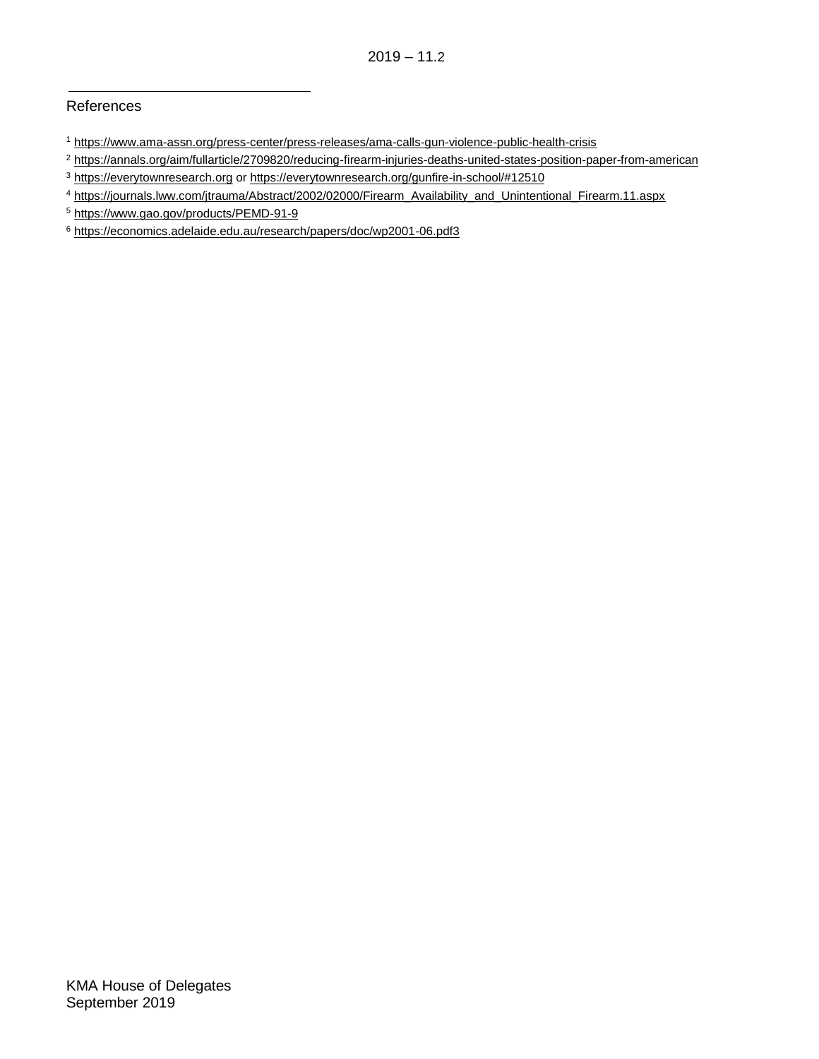References

[1] https://www.ama-assn.org/press-center/press-releases/ama-calls-gun-violence-public-health-crisis

[2] https://annals.org/aim/fullarticle/2709820/reducing-firearm-injuries-deaths-united-states-position-paper-from-american

[3] https://everytownresearch.org or https://everytownresearch.org/gunfire-in-school/#12510

[4] https://journals.lww.com/jtrauma/Abstract/2002/02000/Firearm_Availability_and_Unintentional_Firearm.11.aspx

[5] https://www.gao.gov/products/PEMD-91-9

[6] https://economics.adelaide.edu.au/research/papers/doc/wp2001-06.pdf3